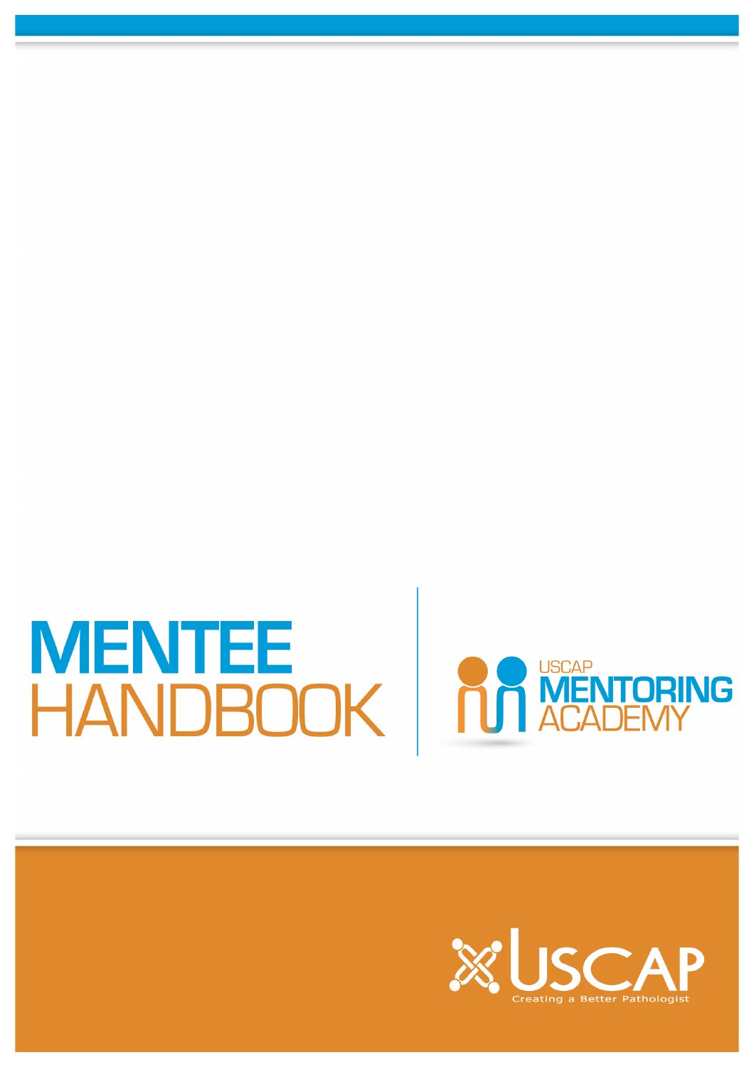# MENTEE HANDBOOK

USCAP MENTORING ACADEMY

USCAP

Creating a Better Pathologist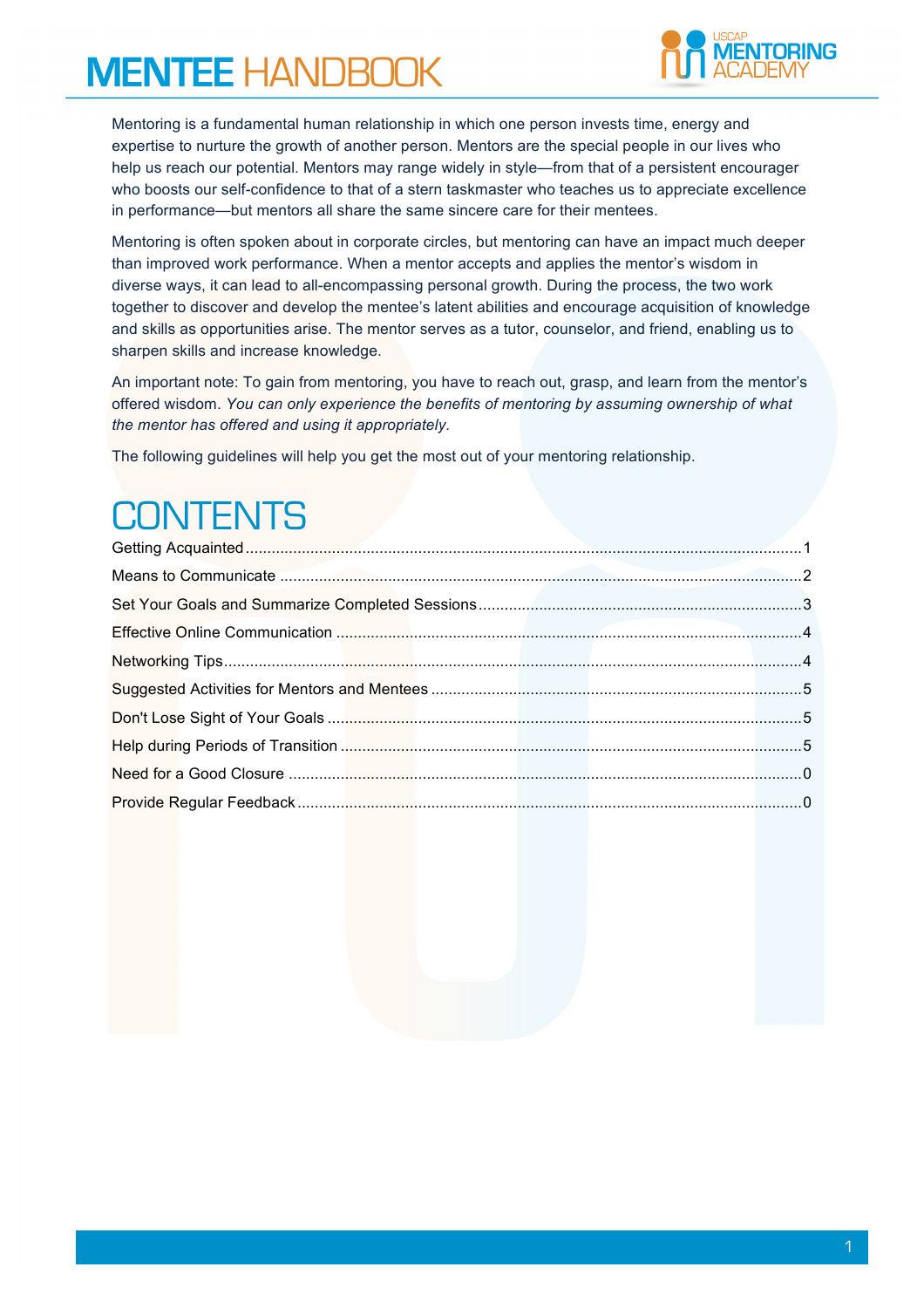# MENTEE HANDBOOK

Mentoring is a fundamental human relationship in which one person invests time, energy and expertise to nurture the growth of another person. Mentors are the special people in our lives who help us reach our potential. Mentors may range widely in style—from that of a persistent encourager who boosts our self-confidence to that of a stern taskmaster who teaches us to appreciate excellence in performance—but mentors all share the same sincere care for their mentees.

Mentoring is often spoken about in corporate circles, but mentoring can have an impact much deeper than improved work performance. When a mentor accepts and applies the mentor's wisdom in diverse ways, it can lead to all-encompassing personal growth. During the process, the two work together to discover and develop the mentee's latent abilities and encourage acquisition of knowledge and skills as opportunities arise. The mentor serves as a tutor, counselor, and friend, enabling us to sharpen skills and increase knowledge.

An important note: To gain from mentoring, you have to reach out, grasp, and learn from the mentor's offered wisdom. *You can only experience the benefits of mentoring by assuming ownership of what the mentor has offered and using it appropriately.*

The following guidelines will help you get the most out of your mentoring relationship.

## CONTENTS

Getting Acquainted ........ 1
Means to Communicate ........ 2
Set Your Goals and Summarize Completed Sessions ........ 3
Effective Online Communication ........ 4
Networking Tips ........ 4
Suggested Activities for Mentors and Mentees ........ 5
Don't Lose Sight of Your Goals ........ 5
Help during Periods of Transition ........ 5
Need for a Good Closure ........ 0
Provide Regular Feedback ........ 0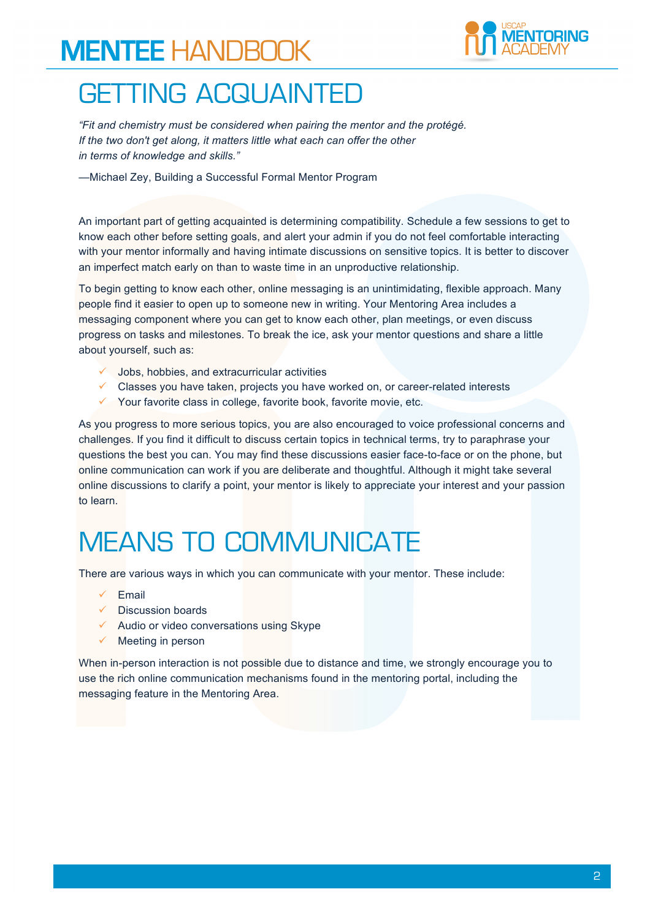# GETTING ACQUAINTED

*"Fit and chemistry must be considered when pairing the mentor and the protégé. If the two don't get along, it matters little what each can offer the other in terms of knowledge and skills."*

—Michael Zey, Building a Successful Formal Mentor Program

An important part of getting acquainted is determining compatibility. Schedule a few sessions to get to know each other before setting goals, and alert your admin if you do not feel comfortable interacting with your mentor informally and having intimate discussions on sensitive topics. It is better to discover an imperfect match early on than to waste time in an unproductive relationship.

To begin getting to know each other, online messaging is an unintimidating, flexible approach. Many people find it easier to open up to someone new in writing. Your Mentoring Area includes a messaging component where you can get to know each other, plan meetings, or even discuss progress on tasks and milestones. To break the ice, ask your mentor questions and share a little about yourself, such as:

- Jobs, hobbies, and extracurricular activities
- Classes you have taken, projects you have worked on, or career-related interests
- Your favorite class in college, favorite book, favorite movie, etc.

As you progress to more serious topics, you are also encouraged to voice professional concerns and challenges. If you find it difficult to discuss certain topics in technical terms, try to paraphrase your questions the best you can. You may find these discussions easier face-to-face or on the phone, but online communication can work if you are deliberate and thoughtful. Although it might take several online discussions to clarify a point, your mentor is likely to appreciate your interest and your passion to learn.

# MEANS TO COMMUNICATE

There are various ways in which you can communicate with your mentor. These include:

- Email
- Discussion boards
- Audio or video conversations using Skype
- Meeting in person

When in-person interaction is not possible due to distance and time, we strongly encourage you to use the rich online communication mechanisms found in the mentoring portal, including the messaging feature in the Mentoring Area.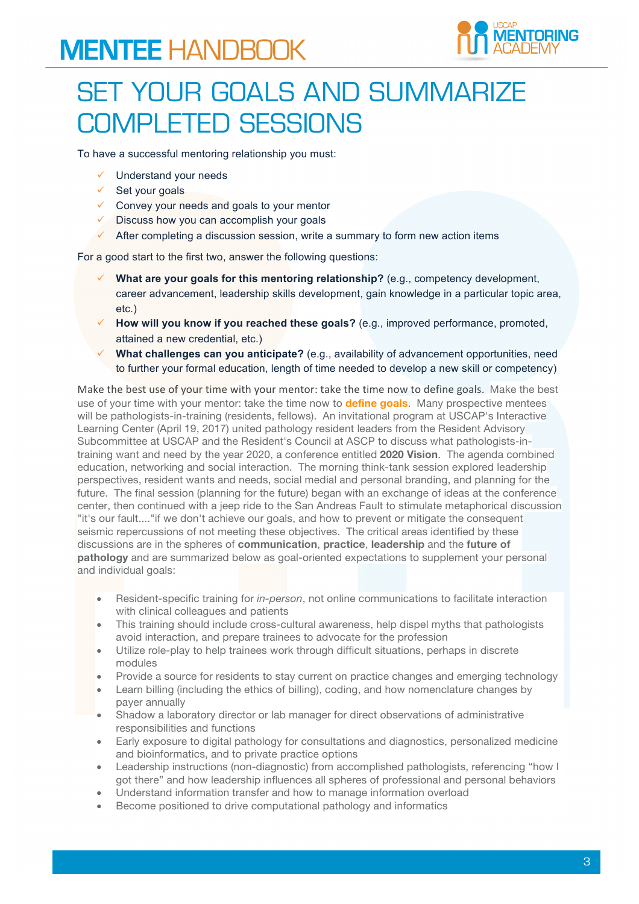# SET YOUR GOALS AND SUMMARIZE COMPLETED SESSIONS

To have a successful mentoring relationship you must:

- ✓ Understand your needs
- ✓ Set your goals
- ✓ Convey your needs and goals to your mentor
- ✓ Discuss how you can accomplish your goals
- ✓ After completing a discussion session, write a summary to form new action items

For a good start to the first two, answer the following questions:

- ✓ **What are your goals for this mentoring relationship?** (e.g., competency development, career advancement, leadership skills development, gain knowledge in a particular topic area, etc.)
- ✓ **How will you know if you reached these goals?** (e.g., improved performance, promoted, attained a new credential, etc.)
- ✓ **What challenges can you anticipate?** (e.g., availability of advancement opportunities, need to further your formal education, length of time needed to develop a new skill or competency)

Make the best use of your time with your mentor: take the time now to define goals. Make the best use of your time with your mentor: take the time now to **define goals**. Many prospective mentees will be pathologists-in-training (residents, fellows). An invitational program at USCAP's Interactive Learning Center (April 19, 2017) united pathology resident leaders from the Resident Advisory Subcommittee at USCAP and the Resident's Council at ASCP to discuss what pathologists-in-training want and need by the year 2020, a conference entitled **2020 Vision**. The agenda combined education, networking and social interaction. The morning think-tank session explored leadership perspectives, resident wants and needs, social medial and personal branding, and planning for the future. The final session (planning for the future) began with an exchange of ideas at the conference center, then continued with a jeep ride to the San Andreas Fault to stimulate metaphorical discussion "it's our fault...."if we don't achieve our goals, and how to prevent or mitigate the consequent seismic repercussions of not meeting these objectives. The critical areas identified by these discussions are in the spheres of **communication**, **practice**, **leadership** and the **future of pathology** and are summarized below as goal-oriented expectations to supplement your personal and individual goals:

- Resident-specific training for *in-person*, not online communications to facilitate interaction with clinical colleagues and patients
- This training should include cross-cultural awareness, help dispel myths that pathologists avoid interaction, and prepare trainees to advocate for the profession
- Utilize role-play to help trainees work through difficult situations, perhaps in discrete modules
- Provide a source for residents to stay current on practice changes and emerging technology
- Learn billing (including the ethics of billing), coding, and how nomenclature changes by payer annually
- Shadow a laboratory director or lab manager for direct observations of administrative responsibilities and functions
- Early exposure to digital pathology for consultations and diagnostics, personalized medicine and bioinformatics, and to private practice options
- Leadership instructions (non-diagnostic) from accomplished pathologists, referencing "how I got there" and how leadership influences all spheres of professional and personal behaviors
- Understand information transfer and how to manage information overload
- Become positioned to drive computational pathology and informatics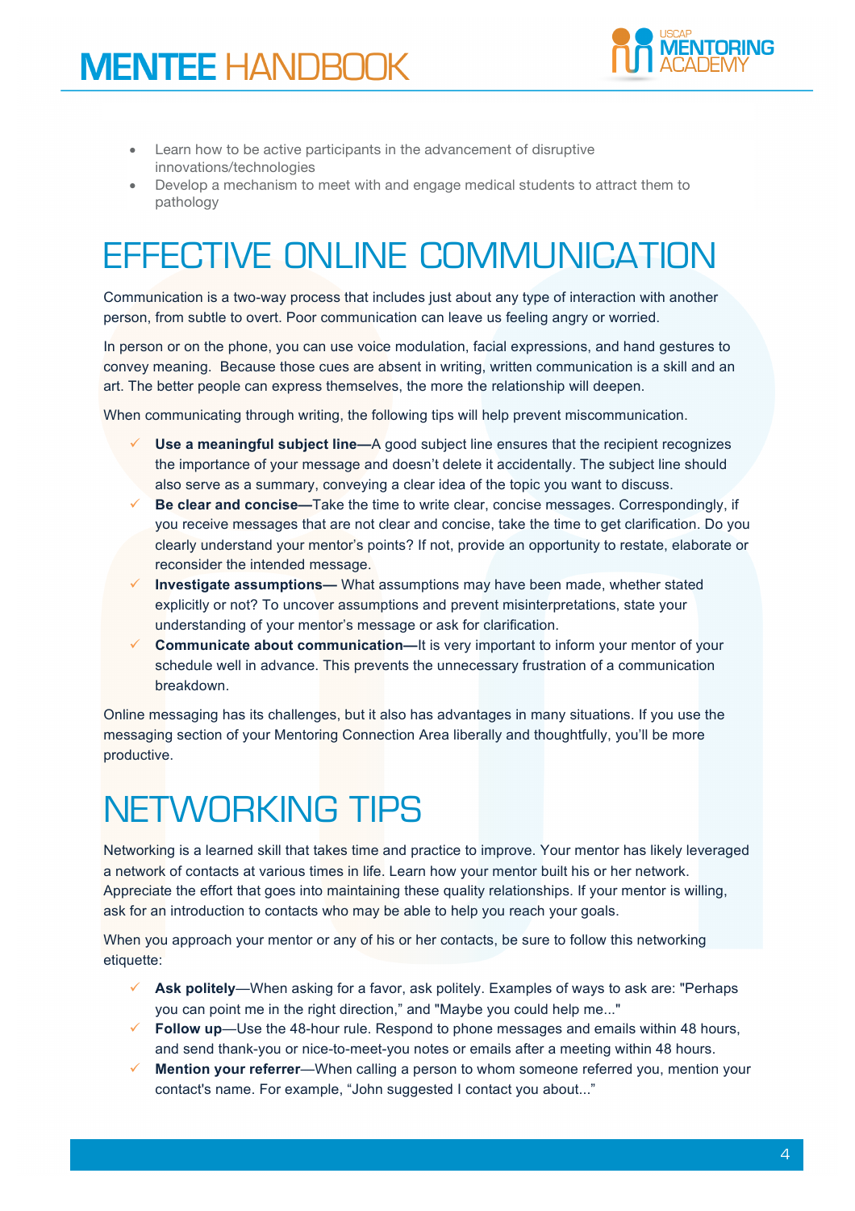- Learn how to be active participants in the advancement of disruptive innovations/technologies
- Develop a mechanism to meet with and engage medical students to attract them to pathology

# EFFECTIVE ONLINE COMMUNICATION

Communication is a two-way process that includes just about any type of interaction with another person, from subtle to overt. Poor communication can leave us feeling angry or worried.

In person or on the phone, you can use voice modulation, facial expressions, and hand gestures to convey meaning. Because those cues are absent in writing, written communication is a skill and an art. The better people can express themselves, the more the relationship will deepen.

When communicating through writing, the following tips will help prevent miscommunication.

- ✓ **Use a meaningful subject line**—A good subject line ensures that the recipient recognizes the importance of your message and doesn't delete it accidentally. The subject line should also serve as a summary, conveying a clear idea of the topic you want to discuss.
- ✓ **Be clear and concise**—Take the time to write clear, concise messages. Correspondingly, if you receive messages that are not clear and concise, take the time to get clarification. Do you clearly understand your mentor's points? If not, provide an opportunity to restate, elaborate or reconsider the intended message.
- ✓ **Investigate assumptions**— What assumptions may have been made, whether stated explicitly or not? To uncover assumptions and prevent misinterpretations, state your understanding of your mentor's message or ask for clarification.
- ✓ **Communicate about communication**—It is very important to inform your mentor of your schedule well in advance. This prevents the unnecessary frustration of a communication breakdown.

Online messaging has its challenges, but it also has advantages in many situations. If you use the messaging section of your Mentoring Connection Area liberally and thoughtfully, you'll be more productive.

# NETWORKING TIPS

Networking is a learned skill that takes time and practice to improve. Your mentor has likely leveraged a network of contacts at various times in life. Learn how your mentor built his or her network. Appreciate the effort that goes into maintaining these quality relationships. If your mentor is willing, ask for an introduction to contacts who may be able to help you reach your goals.

When you approach your mentor or any of his or her contacts, be sure to follow this networking etiquette:

- ✓ **Ask politely**—When asking for a favor, ask politely. Examples of ways to ask are: "Perhaps you can point me in the right direction," and "Maybe you could help me..."
- ✓ **Follow up**—Use the 48-hour rule. Respond to phone messages and emails within 48 hours, and send thank-you or nice-to-meet-you notes or emails after a meeting within 48 hours.
- ✓ **Mention your referrer**—When calling a person to whom someone referred you, mention your contact's name. For example, "John suggested I contact you about..."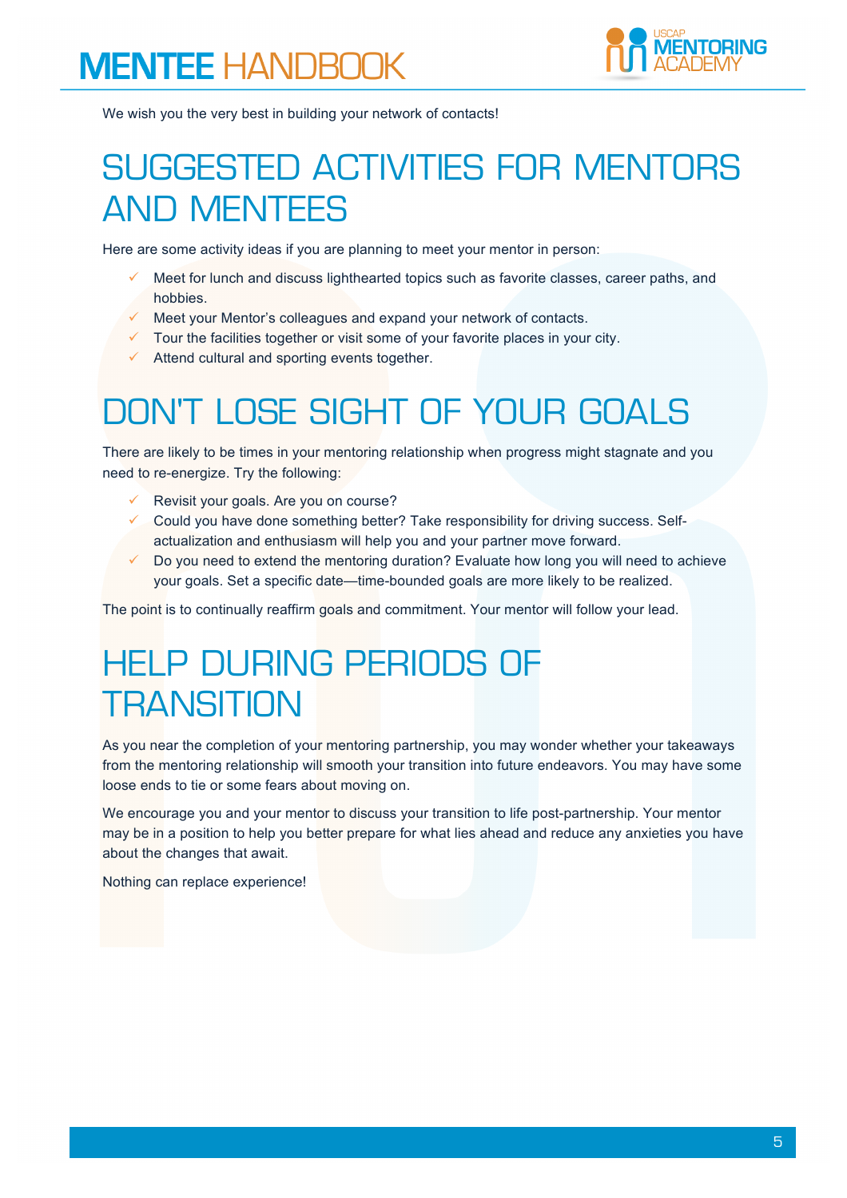We wish you the very best in building your network of contacts!

# SUGGESTED ACTIVITIES FOR MENTORS AND MENTEES

Here are some activity ideas if you are planning to meet your mentor in person:

- Meet for lunch and discuss lighthearted topics such as favorite classes, career paths, and hobbies.
- Meet your Mentor's colleagues and expand your network of contacts.
- Tour the facilities together or visit some of your favorite places in your city.
- Attend cultural and sporting events together.

# DON'T LOSE SIGHT OF YOUR GOALS

There are likely to be times in your mentoring relationship when progress might stagnate and you need to re-energize. Try the following:

- Revisit your goals. Are you on course?
- Could you have done something better? Take responsibility for driving success. Self-actualization and enthusiasm will help you and your partner move forward.
- Do you need to extend the mentoring duration? Evaluate how long you will need to achieve your goals. Set a specific date—time-bounded goals are more likely to be realized.

The point is to continually reaffirm goals and commitment. Your mentor will follow your lead.

# HELP DURING PERIODS OF TRANSITION

As you near the completion of your mentoring partnership, you may wonder whether your takeaways from the mentoring relationship will smooth your transition into future endeavors. You may have some loose ends to tie or some fears about moving on.

We encourage you and your mentor to discuss your transition to life post-partnership. Your mentor may be in a position to help you better prepare for what lies ahead and reduce any anxieties you have about the changes that await.

Nothing can replace experience!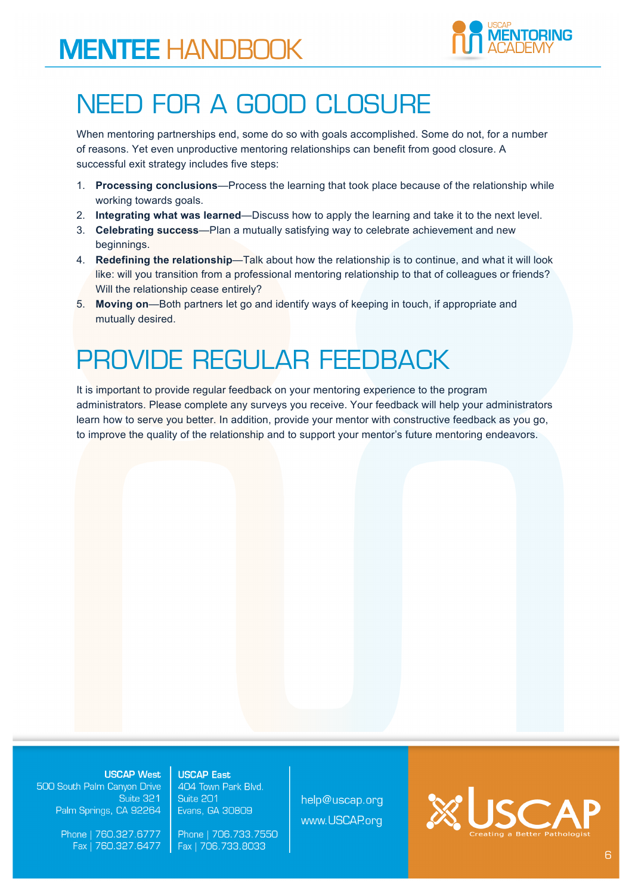## NEED FOR A GOOD CLOSURE

When mentoring partnerships end, some do so with goals accomplished. Some do not, for a number of reasons. Yet even unproductive mentoring relationships can benefit from good closure. A successful exit strategy includes five steps:

1. **Processing conclusions**—Process the learning that took place because of the relationship while working towards goals.
2. **Integrating what was learned**—Discuss how to apply the learning and take it to the next level.
3. **Celebrating success**—Plan a mutually satisfying way to celebrate achievement and new beginnings.
4. **Redefining the relationship**—Talk about how the relationship is to continue, and what it will look like: will you transition from a professional mentoring relationship to that of colleagues or friends? Will the relationship cease entirely?
5. **Moving on**—Both partners let go and identify ways of keeping in touch, if appropriate and mutually desired.

## PROVIDE REGULAR FEEDBACK

It is important to provide regular feedback on your mentoring experience to the program administrators. Please complete any surveys you receive. Your feedback will help your administrators learn how to serve you better. In addition, provide your mentor with constructive feedback as you go, to improve the quality of the relationship and to support your mentor's future mentoring endeavors.